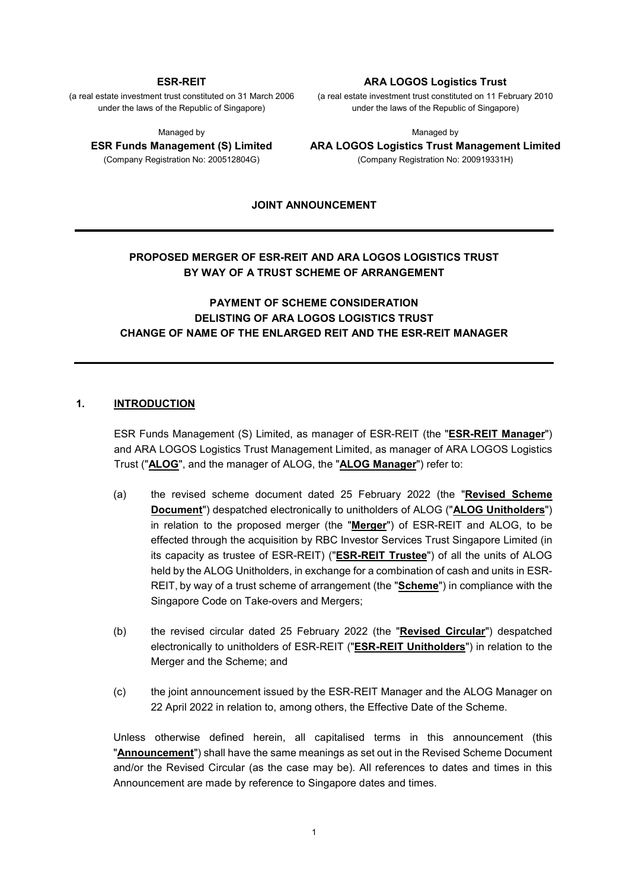**ESR-REIT**

(a real estate investment trust constituted on 31 March 2006 under the laws of the Republic of Singapore)

Managed by

**ESR Funds Management (S) Limited**

(Company Registration No: 200512804G)

**ARA LOGOS Logistics Trust**

(a real estate investment trust constituted on 11 February 2010 under the laws of the Republic of Singapore)

Managed by

**ARA LOGOS Logistics Trust Management Limited**

(Company Registration No: 200919331H)

**JOINT ANNOUNCEMENT**

---

**PROPOSED MERGER OF ESR-REIT AND ARA LOGOS LOGISTICS TRUST BY WAY OF A TRUST SCHEME OF ARRANGEMENT**

**PAYMENT OF SCHEME CONSIDERATION**
**DELISTING OF ARA LOGOS LOGISTICS TRUST**
**CHANGE OF NAME OF THE ENLARGED REIT AND THE ESR-REIT MANAGER**

---

## 1. INTRODUCTION

ESR Funds Management (S) Limited, as manager of ESR-REIT (the "**ESR-REIT Manager**") and ARA LOGOS Logistics Trust Management Limited, as manager of ARA LOGOS Logistics Trust ("**ALOG**", and the manager of ALOG, the "**ALOG Manager**") refer to:

(a) the revised scheme document dated 25 February 2022 (the "**Revised Scheme Document**") despatched electronically to unitholders of ALOG ("**ALOG Unitholders**") in relation to the proposed merger (the "**Merger**") of ESR-REIT and ALOG, to be effected through the acquisition by RBC Investor Services Trust Singapore Limited (in its capacity as trustee of ESR-REIT) ("**ESR-REIT Trustee**") of all the units of ALOG held by the ALOG Unitholders, in exchange for a combination of cash and units in ESR-REIT, by way of a trust scheme of arrangement (the "**Scheme**") in compliance with the Singapore Code on Take-overs and Mergers;

(b) the revised circular dated 25 February 2022 (the "**Revised Circular**") despatched electronically to unitholders of ESR-REIT ("**ESR-REIT Unitholders**") in relation to the Merger and the Scheme; and

(c) the joint announcement issued by the ESR-REIT Manager and the ALOG Manager on 22 April 2022 in relation to, among others, the Effective Date of the Scheme.

Unless otherwise defined herein, all capitalised terms in this announcement (this "**Announcement**") shall have the same meanings as set out in the Revised Scheme Document and/or the Revised Circular (as the case may be). All references to dates and times in this Announcement are made by reference to Singapore dates and times.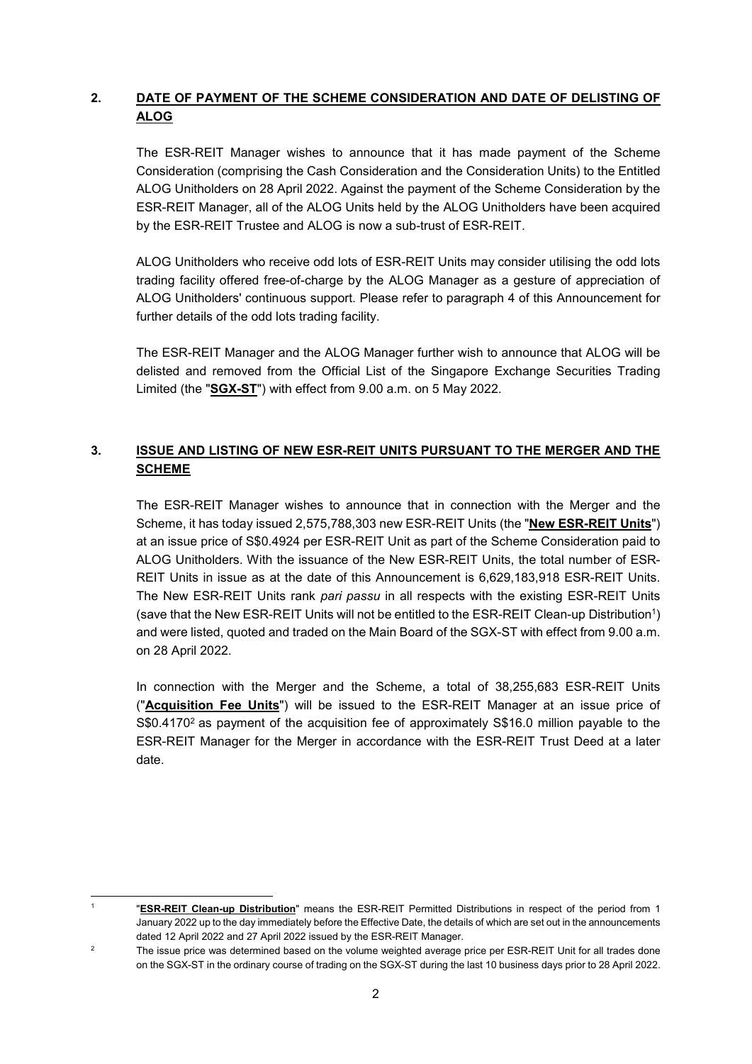## 2. DATE OF PAYMENT OF THE SCHEME CONSIDERATION AND DATE OF DELISTING OF ALOG

The ESR-REIT Manager wishes to announce that it has made payment of the Scheme Consideration (comprising the Cash Consideration and the Consideration Units) to the Entitled ALOG Unitholders on 28 April 2022. Against the payment of the Scheme Consideration by the ESR-REIT Manager, all of the ALOG Units held by the ALOG Unitholders have been acquired by the ESR-REIT Trustee and ALOG is now a sub-trust of ESR-REIT.

ALOG Unitholders who receive odd lots of ESR-REIT Units may consider utilising the odd lots trading facility offered free-of-charge by the ALOG Manager as a gesture of appreciation of ALOG Unitholders' continuous support. Please refer to paragraph 4 of this Announcement for further details of the odd lots trading facility.

The ESR-REIT Manager and the ALOG Manager further wish to announce that ALOG will be delisted and removed from the Official List of the Singapore Exchange Securities Trading Limited (the "**SGX-ST**") with effect from 9.00 a.m. on 5 May 2022.

## 3. ISSUE AND LISTING OF NEW ESR-REIT UNITS PURSUANT TO THE MERGER AND THE SCHEME

The ESR-REIT Manager wishes to announce that in connection with the Merger and the Scheme, it has today issued 2,575,788,303 new ESR-REIT Units (the "**New ESR-REIT Units**") at an issue price of S$0.4924 per ESR-REIT Unit as part of the Scheme Consideration paid to ALOG Unitholders. With the issuance of the New ESR-REIT Units, the total number of ESR-REIT Units in issue as at the date of this Announcement is 6,629,183,918 ESR-REIT Units. The New ESR-REIT Units rank *pari passu* in all respects with the existing ESR-REIT Units (save that the New ESR-REIT Units will not be entitled to the ESR-REIT Clean-up Distribution[1]) and were listed, quoted and traded on the Main Board of the SGX-ST with effect from 9.00 a.m. on 28 April 2022.

In connection with the Merger and the Scheme, a total of 38,255,683 ESR-REIT Units ("**Acquisition Fee Units**") will be issued to the ESR-REIT Manager at an issue price of S$0.4170[2] as payment of the acquisition fee of approximately S$16.0 million payable to the ESR-REIT Manager for the Merger in accordance with the ESR-REIT Trust Deed at a later date.

---

[1] "**ESR-REIT Clean-up Distribution**" means the ESR-REIT Permitted Distributions in respect of the period from 1 January 2022 up to the day immediately before the Effective Date, the details of which are set out in the announcements dated 12 April 2022 and 27 April 2022 issued by the ESR-REIT Manager.

[2] The issue price was determined based on the volume weighted average price per ESR-REIT Unit for all trades done on the SGX-ST in the ordinary course of trading on the SGX-ST during the last 10 business days prior to 28 April 2022.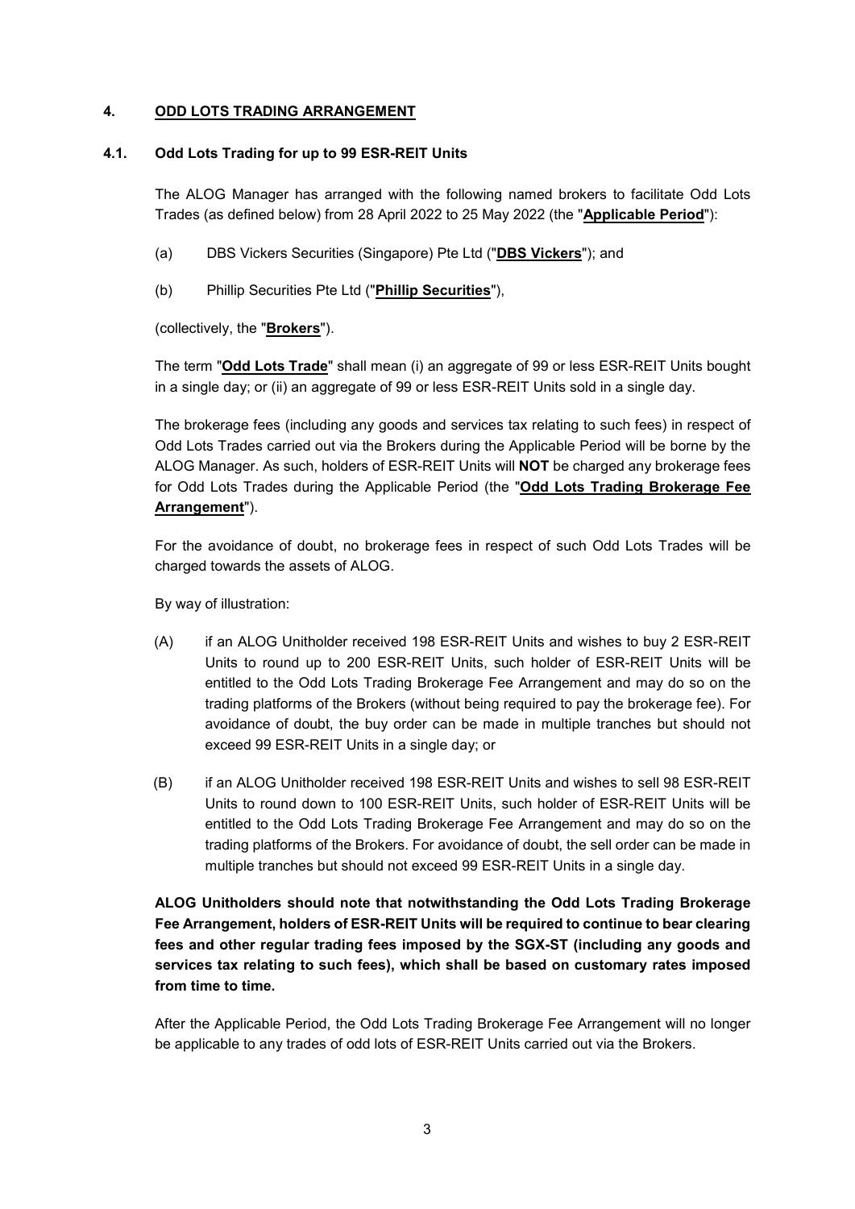## 4. ODD LOTS TRADING ARRANGEMENT

### 4.1. Odd Lots Trading for up to 99 ESR-REIT Units

The ALOG Manager has arranged with the following named brokers to facilitate Odd Lots Trades (as defined below) from 28 April 2022 to 25 May 2022 (the "**Applicable Period**"):

(a) DBS Vickers Securities (Singapore) Pte Ltd ("**DBS Vickers**"); and

(b) Phillip Securities Pte Ltd ("**Phillip Securities**"),

(collectively, the "**Brokers**").

The term "**Odd Lots Trade**" shall mean (i) an aggregate of 99 or less ESR-REIT Units bought in a single day; or (ii) an aggregate of 99 or less ESR-REIT Units sold in a single day.

The brokerage fees (including any goods and services tax relating to such fees) in respect of Odd Lots Trades carried out via the Brokers during the Applicable Period will be borne by the ALOG Manager. As such, holders of ESR-REIT Units will **NOT** be charged any brokerage fees for Odd Lots Trades during the Applicable Period (the "**Odd Lots Trading Brokerage Fee Arrangement**").

For the avoidance of doubt, no brokerage fees in respect of such Odd Lots Trades will be charged towards the assets of ALOG.

By way of illustration:

(A) if an ALOG Unitholder received 198 ESR-REIT Units and wishes to buy 2 ESR-REIT Units to round up to 200 ESR-REIT Units, such holder of ESR-REIT Units will be entitled to the Odd Lots Trading Brokerage Fee Arrangement and may do so on the trading platforms of the Brokers (without being required to pay the brokerage fee). For avoidance of doubt, the buy order can be made in multiple tranches but should not exceed 99 ESR-REIT Units in a single day; or

(B) if an ALOG Unitholder received 198 ESR-REIT Units and wishes to sell 98 ESR-REIT Units to round down to 100 ESR-REIT Units, such holder of ESR-REIT Units will be entitled to the Odd Lots Trading Brokerage Fee Arrangement and may do so on the trading platforms of the Brokers. For avoidance of doubt, the sell order can be made in multiple tranches but should not exceed 99 ESR-REIT Units in a single day.

**ALOG Unitholders should note that notwithstanding the Odd Lots Trading Brokerage Fee Arrangement, holders of ESR-REIT Units will be required to continue to bear clearing fees and other regular trading fees imposed by the SGX-ST (including any goods and services tax relating to such fees), which shall be based on customary rates imposed from time to time.**

After the Applicable Period, the Odd Lots Trading Brokerage Fee Arrangement will no longer be applicable to any trades of odd lots of ESR-REIT Units carried out via the Brokers.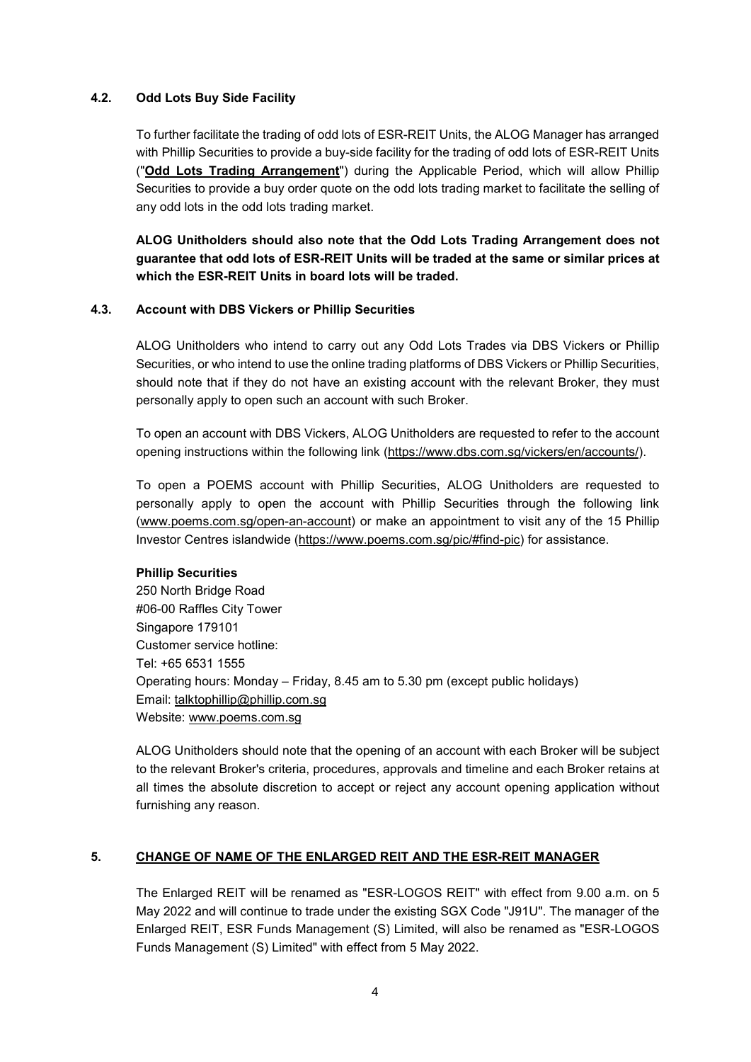### 4.2. Odd Lots Buy Side Facility

To further facilitate the trading of odd lots of ESR-REIT Units, the ALOG Manager has arranged with Phillip Securities to provide a buy-side facility for the trading of odd lots of ESR-REIT Units ("**Odd Lots Trading Arrangement**") during the Applicable Period, which will allow Phillip Securities to provide a buy order quote on the odd lots trading market to facilitate the selling of any odd lots in the odd lots trading market.

**ALOG Unitholders should also note that the Odd Lots Trading Arrangement does not guarantee that odd lots of ESR-REIT Units will be traded at the same or similar prices at which the ESR-REIT Units in board lots will be traded.**

### 4.3. Account with DBS Vickers or Phillip Securities

ALOG Unitholders who intend to carry out any Odd Lots Trades via DBS Vickers or Phillip Securities, or who intend to use the online trading platforms of DBS Vickers or Phillip Securities, should note that if they do not have an existing account with the relevant Broker, they must personally apply to open such an account with such Broker.

To open an account with DBS Vickers, ALOG Unitholders are requested to refer to the account opening instructions within the following link (https://www.dbs.com.sg/vickers/en/accounts/).

To open a POEMS account with Phillip Securities, ALOG Unitholders are requested to personally apply to open the account with Phillip Securities through the following link (www.poems.com.sg/open-an-account) or make an appointment to visit any of the 15 Phillip Investor Centres islandwide (https://www.poems.com.sg/pic/#find-pic) for assistance.

**Phillip Securities**
250 North Bridge Road
#06-00 Raffles City Tower
Singapore 179101
Customer service hotline:
Tel: +65 6531 1555
Operating hours: Monday – Friday, 8.45 am to 5.30 pm (except public holidays)
Email: talktophillip@phillip.com.sg
Website: www.poems.com.sg

ALOG Unitholders should note that the opening of an account with each Broker will be subject to the relevant Broker's criteria, procedures, approvals and timeline and each Broker retains at all times the absolute discretion to accept or reject any account opening application without furnishing any reason.

## 5. CHANGE OF NAME OF THE ENLARGED REIT AND THE ESR-REIT MANAGER

The Enlarged REIT will be renamed as "ESR-LOGOS REIT" with effect from 9.00 a.m. on 5 May 2022 and will continue to trade under the existing SGX Code "J91U". The manager of the Enlarged REIT, ESR Funds Management (S) Limited, will also be renamed as "ESR-LOGOS Funds Management (S) Limited" with effect from 5 May 2022.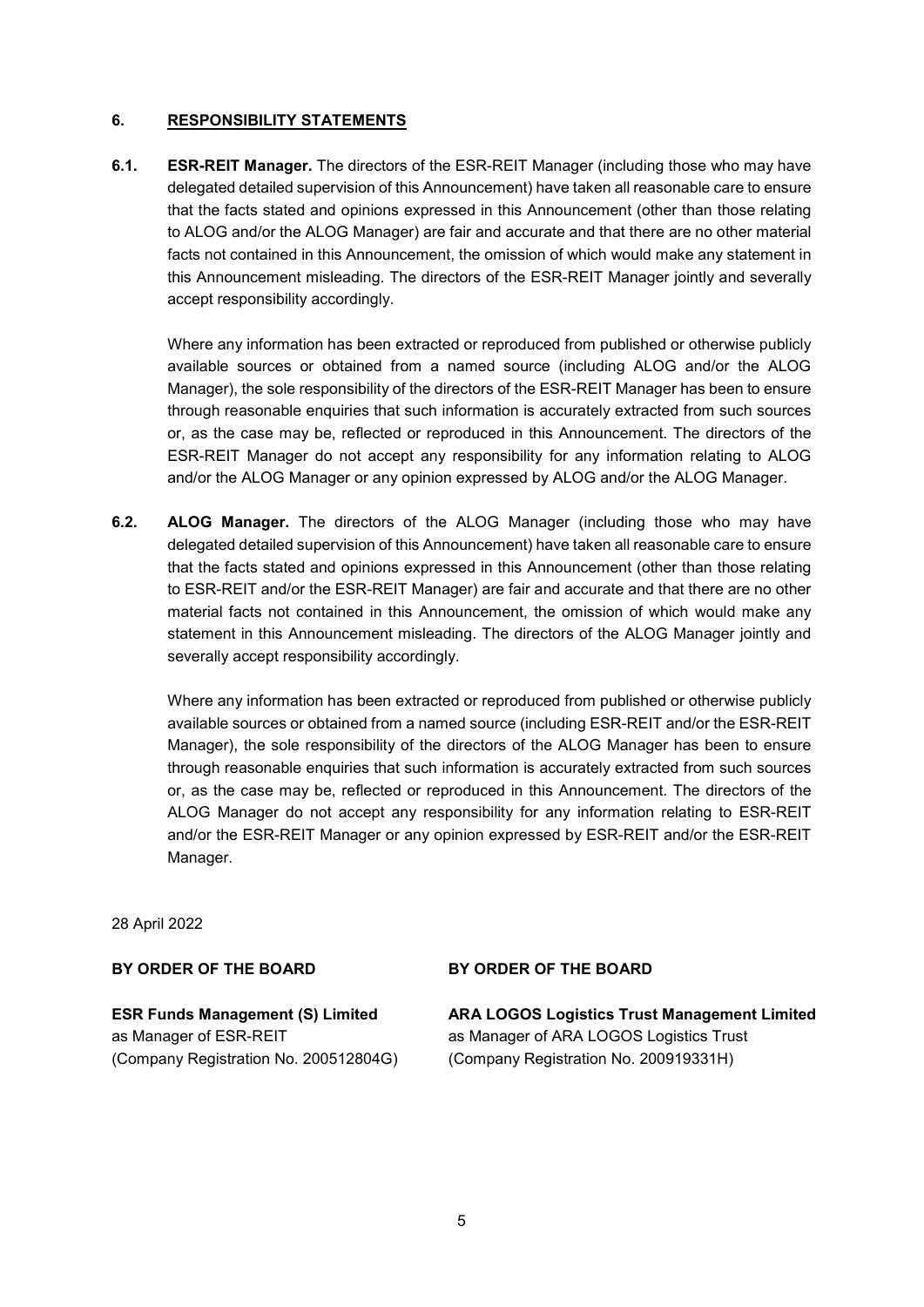## 6. RESPONSIBILITY STATEMENTS

**6.1. ESR-REIT Manager.** The directors of the ESR-REIT Manager (including those who may have delegated detailed supervision of this Announcement) have taken all reasonable care to ensure that the facts stated and opinions expressed in this Announcement (other than those relating to ALOG and/or the ALOG Manager) are fair and accurate and that there are no other material facts not contained in this Announcement, the omission of which would make any statement in this Announcement misleading. The directors of the ESR-REIT Manager jointly and severally accept responsibility accordingly.

Where any information has been extracted or reproduced from published or otherwise publicly available sources or obtained from a named source (including ALOG and/or the ALOG Manager), the sole responsibility of the directors of the ESR-REIT Manager has been to ensure through reasonable enquiries that such information is accurately extracted from such sources or, as the case may be, reflected or reproduced in this Announcement. The directors of the ESR-REIT Manager do not accept any responsibility for any information relating to ALOG and/or the ALOG Manager or any opinion expressed by ALOG and/or the ALOG Manager.

**6.2. ALOG Manager.** The directors of the ALOG Manager (including those who may have delegated detailed supervision of this Announcement) have taken all reasonable care to ensure that the facts stated and opinions expressed in this Announcement (other than those relating to ESR-REIT and/or the ESR-REIT Manager) are fair and accurate and that there are no other material facts not contained in this Announcement, the omission of which would make any statement in this Announcement misleading. The directors of the ALOG Manager jointly and severally accept responsibility accordingly.

Where any information has been extracted or reproduced from published or otherwise publicly available sources or obtained from a named source (including ESR-REIT and/or the ESR-REIT Manager), the sole responsibility of the directors of the ALOG Manager has been to ensure through reasonable enquiries that such information is accurately extracted from such sources or, as the case may be, reflected or reproduced in this Announcement. The directors of the ALOG Manager do not accept any responsibility for any information relating to ESR-REIT and/or the ESR-REIT Manager or any opinion expressed by ESR-REIT and/or the ESR-REIT Manager.

28 April 2022

**BY ORDER OF THE BOARD**

**ESR Funds Management (S) Limited**
as Manager of ESR-REIT
(Company Registration No. 200512804G)

**BY ORDER OF THE BOARD**

**ARA LOGOS Logistics Trust Management Limited**
as Manager of ARA LOGOS Logistics Trust
(Company Registration No. 200919331H)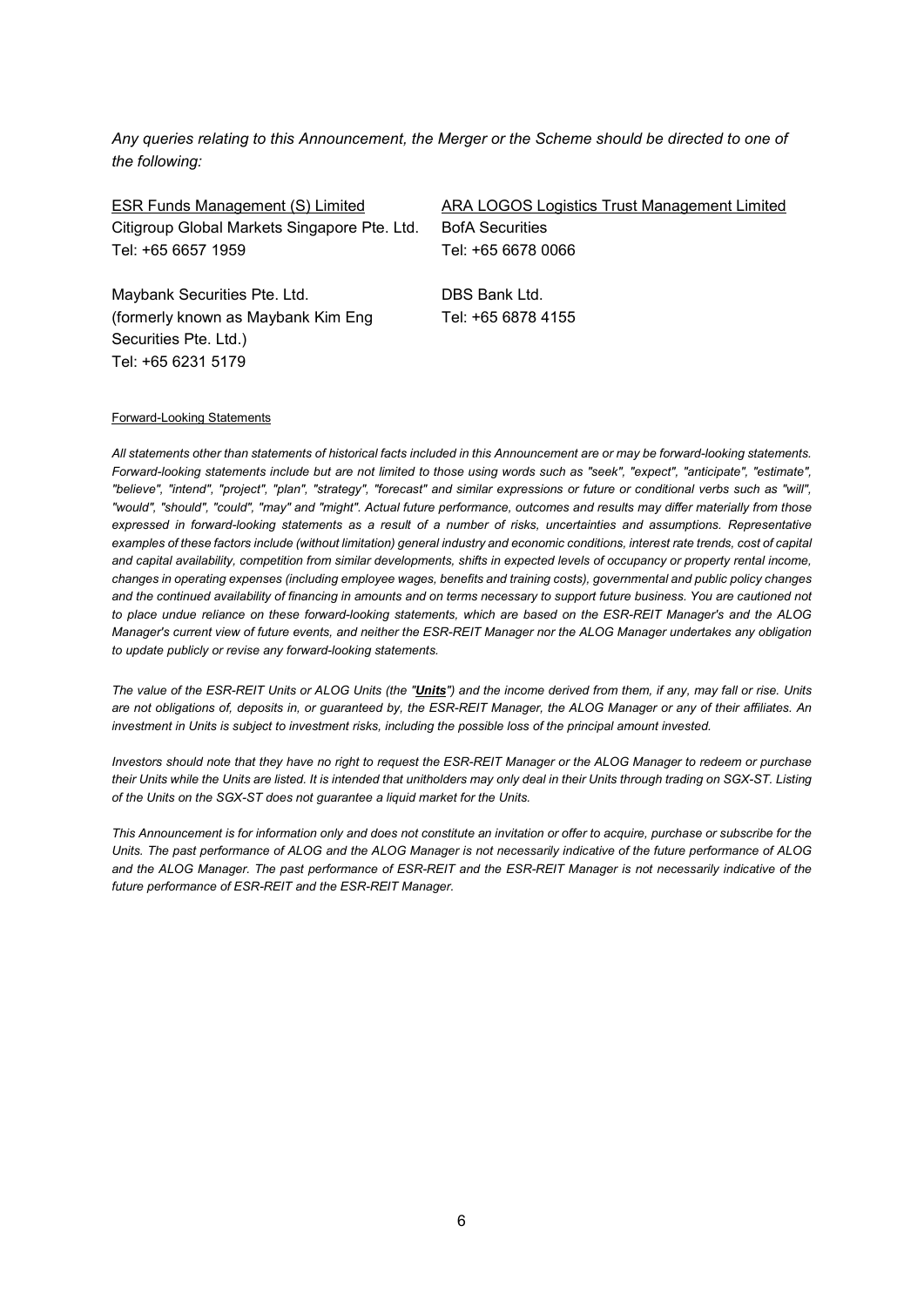*Any queries relating to this Announcement, the Merger or the Scheme should be directed to one of the following:*

| ESR Funds Management (S) Limited | ARA LOGOS Logistics Trust Management Limited |
|---|---|
| Citigroup Global Markets Singapore Pte. Ltd.<br>Tel: +65 6657 1959 | BofA Securities<br>Tel: +65 6678 0066 |
| Maybank Securities Pte. Ltd.<br>(formerly known as Maybank Kim Eng Securities Pte. Ltd.)<br>Tel: +65 6231 5179 | DBS Bank Ltd.<br>Tel: +65 6878 4155 |

Forward-Looking Statements

*All statements other than statements of historical facts included in this Announcement are or may be forward-looking statements. Forward-looking statements include but are not limited to those using words such as "seek", "expect", "anticipate", "estimate", "believe", "intend", "project", "plan", "strategy", "forecast" and similar expressions or future or conditional verbs such as "will", "would", "should", "could", "may" and "might". Actual future performance, outcomes and results may differ materially from those expressed in forward-looking statements as a result of a number of risks, uncertainties and assumptions. Representative examples of these factors include (without limitation) general industry and economic conditions, interest rate trends, cost of capital and capital availability, competition from similar developments, shifts in expected levels of occupancy or property rental income, changes in operating expenses (including employee wages, benefits and training costs), governmental and public policy changes and the continued availability of financing in amounts and on terms necessary to support future business. You are cautioned not to place undue reliance on these forward-looking statements, which are based on the ESR-REIT Manager's and the ALOG Manager's current view of future events, and neither the ESR-REIT Manager nor the ALOG Manager undertakes any obligation to update publicly or revise any forward-looking statements.*

*The value of the ESR-REIT Units or ALOG Units (the "**Units**") and the income derived from them, if any, may fall or rise. Units are not obligations of, deposits in, or guaranteed by, the ESR-REIT Manager, the ALOG Manager or any of their affiliates. An investment in Units is subject to investment risks, including the possible loss of the principal amount invested.*

*Investors should note that they have no right to request the ESR-REIT Manager or the ALOG Manager to redeem or purchase their Units while the Units are listed. It is intended that unitholders may only deal in their Units through trading on SGX-ST. Listing of the Units on the SGX-ST does not guarantee a liquid market for the Units.*

*This Announcement is for information only and does not constitute an invitation or offer to acquire, purchase or subscribe for the Units. The past performance of ALOG and the ALOG Manager is not necessarily indicative of the future performance of ALOG and the ALOG Manager. The past performance of ESR-REIT and the ESR-REIT Manager is not necessarily indicative of the future performance of ESR-REIT and the ESR-REIT Manager.*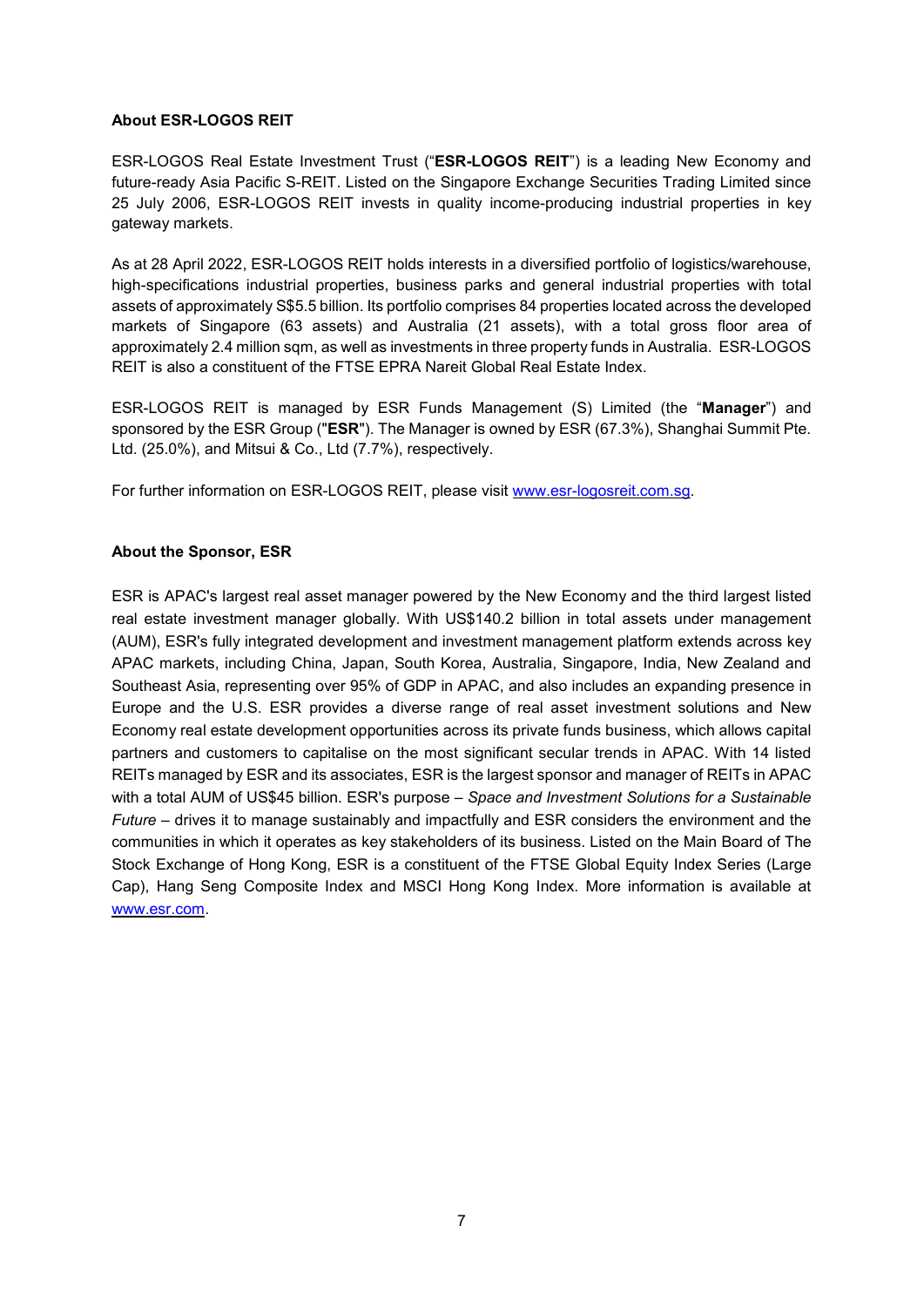**About ESR-LOGOS REIT**

ESR-LOGOS Real Estate Investment Trust ("**ESR-LOGOS REIT**") is a leading New Economy and future-ready Asia Pacific S-REIT. Listed on the Singapore Exchange Securities Trading Limited since 25 July 2006, ESR-LOGOS REIT invests in quality income-producing industrial properties in key gateway markets.

As at 28 April 2022, ESR-LOGOS REIT holds interests in a diversified portfolio of logistics/warehouse, high-specifications industrial properties, business parks and general industrial properties with total assets of approximately S$5.5 billion. Its portfolio comprises 84 properties located across the developed markets of Singapore (63 assets) and Australia (21 assets), with a total gross floor area of approximately 2.4 million sqm, as well as investments in three property funds in Australia. ESR-LOGOS REIT is also a constituent of the FTSE EPRA Nareit Global Real Estate Index.

ESR-LOGOS REIT is managed by ESR Funds Management (S) Limited (the "**Manager**") and sponsored by the ESR Group ("**ESR**"). The Manager is owned by ESR (67.3%), Shanghai Summit Pte. Ltd. (25.0%), and Mitsui & Co., Ltd (7.7%), respectively.

For further information on ESR-LOGOS REIT, please visit www.esr-logosreit.com.sg.

**About the Sponsor, ESR**

ESR is APAC's largest real asset manager powered by the New Economy and the third largest listed real estate investment manager globally. With US$140.2 billion in total assets under management (AUM), ESR's fully integrated development and investment management platform extends across key APAC markets, including China, Japan, South Korea, Australia, Singapore, India, New Zealand and Southeast Asia, representing over 95% of GDP in APAC, and also includes an expanding presence in Europe and the U.S. ESR provides a diverse range of real asset investment solutions and New Economy real estate development opportunities across its private funds business, which allows capital partners and customers to capitalise on the most significant secular trends in APAC. With 14 listed REITs managed by ESR and its associates, ESR is the largest sponsor and manager of REITs in APAC with a total AUM of US$45 billion. ESR's purpose – *Space and Investment Solutions for a Sustainable Future* – drives it to manage sustainably and impactfully and ESR considers the environment and the communities in which it operates as key stakeholders of its business. Listed on the Main Board of The Stock Exchange of Hong Kong, ESR is a constituent of the FTSE Global Equity Index Series (Large Cap), Hang Seng Composite Index and MSCI Hong Kong Index. More information is available at www.esr.com.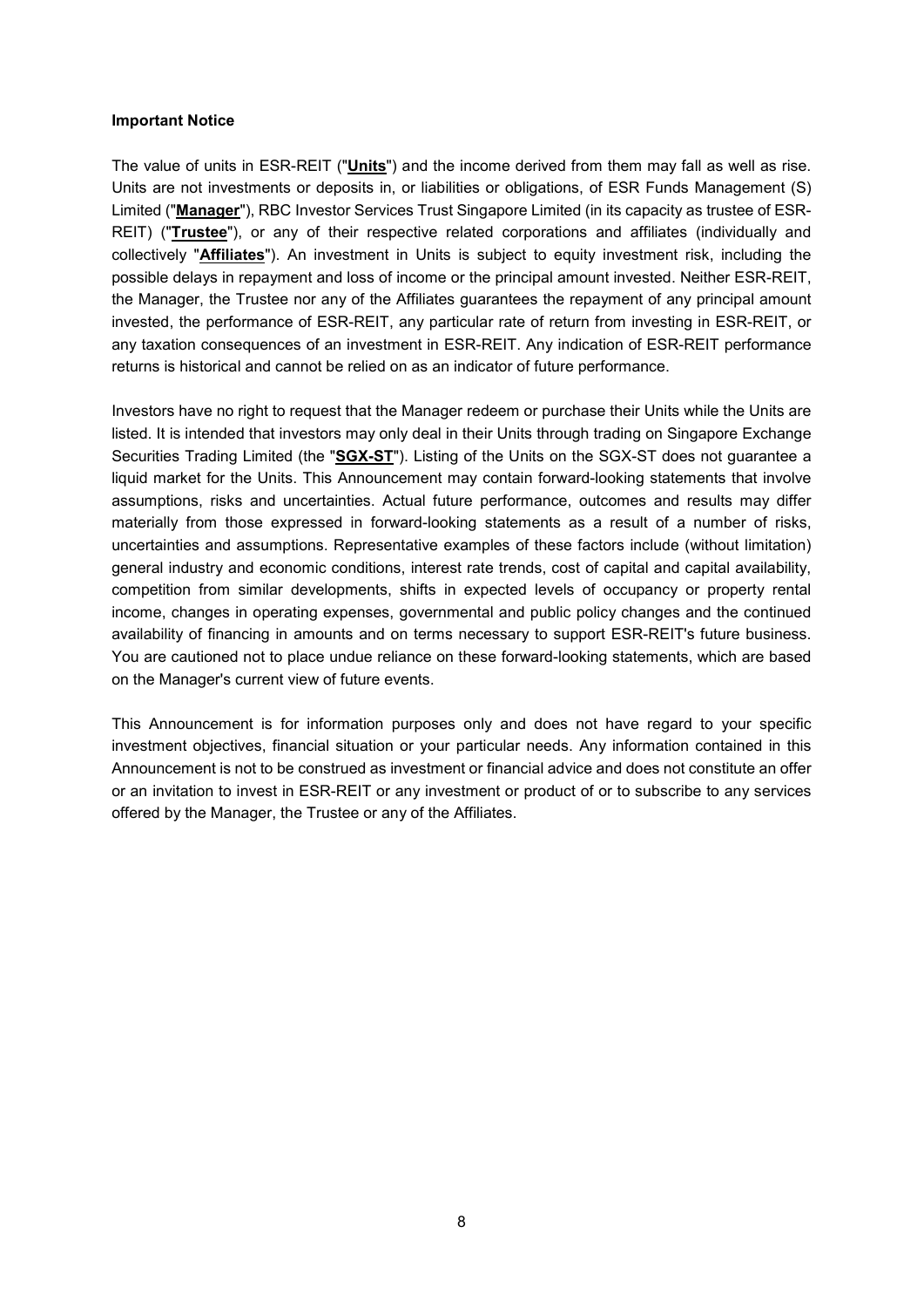**Important Notice**

The value of units in ESR-REIT ("**Units**") and the income derived from them may fall as well as rise. Units are not investments or deposits in, or liabilities or obligations, of ESR Funds Management (S) Limited ("**Manager**"), RBC Investor Services Trust Singapore Limited (in its capacity as trustee of ESR-REIT) ("**Trustee**"), or any of their respective related corporations and affiliates (individually and collectively "**Affiliates**"). An investment in Units is subject to equity investment risk, including the possible delays in repayment and loss of income or the principal amount invested. Neither ESR-REIT, the Manager, the Trustee nor any of the Affiliates guarantees the repayment of any principal amount invested, the performance of ESR-REIT, any particular rate of return from investing in ESR-REIT, or any taxation consequences of an investment in ESR-REIT. Any indication of ESR-REIT performance returns is historical and cannot be relied on as an indicator of future performance.

Investors have no right to request that the Manager redeem or purchase their Units while the Units are listed. It is intended that investors may only deal in their Units through trading on Singapore Exchange Securities Trading Limited (the "**SGX-ST**"). Listing of the Units on the SGX-ST does not guarantee a liquid market for the Units. This Announcement may contain forward-looking statements that involve assumptions, risks and uncertainties. Actual future performance, outcomes and results may differ materially from those expressed in forward-looking statements as a result of a number of risks, uncertainties and assumptions. Representative examples of these factors include (without limitation) general industry and economic conditions, interest rate trends, cost of capital and capital availability, competition from similar developments, shifts in expected levels of occupancy or property rental income, changes in operating expenses, governmental and public policy changes and the continued availability of financing in amounts and on terms necessary to support ESR-REIT's future business. You are cautioned not to place undue reliance on these forward-looking statements, which are based on the Manager's current view of future events.

This Announcement is for information purposes only and does not have regard to your specific investment objectives, financial situation or your particular needs. Any information contained in this Announcement is not to be construed as investment or financial advice and does not constitute an offer or an invitation to invest in ESR-REIT or any investment or product of or to subscribe to any services offered by the Manager, the Trustee or any of the Affiliates.